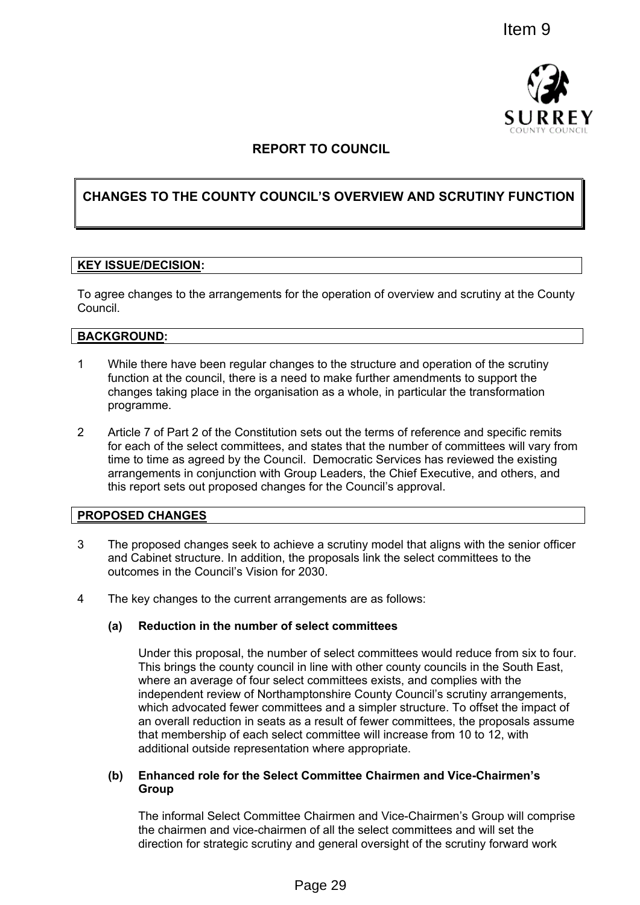Item 9

SURREY
COUNTY COUNCIL

# REPORT TO COUNCIL

## CHANGES TO THE COUNTY COUNCIL'S OVERVIEW AND SCRUTINY FUNCTION

**KEY ISSUE/DECISION:**

To agree changes to the arrangements for the operation of overview and scrutiny at the County Council.

**BACKGROUND:**

1 While there have been regular changes to the structure and operation of the scrutiny function at the council, there is a need to make further amendments to support the changes taking place in the organisation as a whole, in particular the transformation programme.

2 Article 7 of Part 2 of the Constitution sets out the terms of reference and specific remits for each of the select committees, and states that the number of committees will vary from time to time as agreed by the Council. Democratic Services has reviewed the existing arrangements in conjunction with Group Leaders, the Chief Executive, and others, and this report sets out proposed changes for the Council's approval.

**PROPOSED CHANGES**

3 The proposed changes seek to achieve a scrutiny model that aligns with the senior officer and Cabinet structure. In addition, the proposals link the select committees to the outcomes in the Council's Vision for 2030.

4 The key changes to the current arrangements are as follows:

**(a) Reduction in the number of select committees**

Under this proposal, the number of select committees would reduce from six to four. This brings the county council in line with other county councils in the South East, where an average of four select committees exists, and complies with the independent review of Northamptonshire County Council's scrutiny arrangements, which advocated fewer committees and a simpler structure. To offset the impact of an overall reduction in seats as a result of fewer committees, the proposals assume that membership of each select committee will increase from 10 to 12, with additional outside representation where appropriate.

**(b) Enhanced role for the Select Committee Chairmen and Vice-Chairmen's Group**

The informal Select Committee Chairmen and Vice-Chairmen's Group will comprise the chairmen and vice-chairmen of all the select committees and will set the direction for strategic scrutiny and general oversight of the scrutiny forward work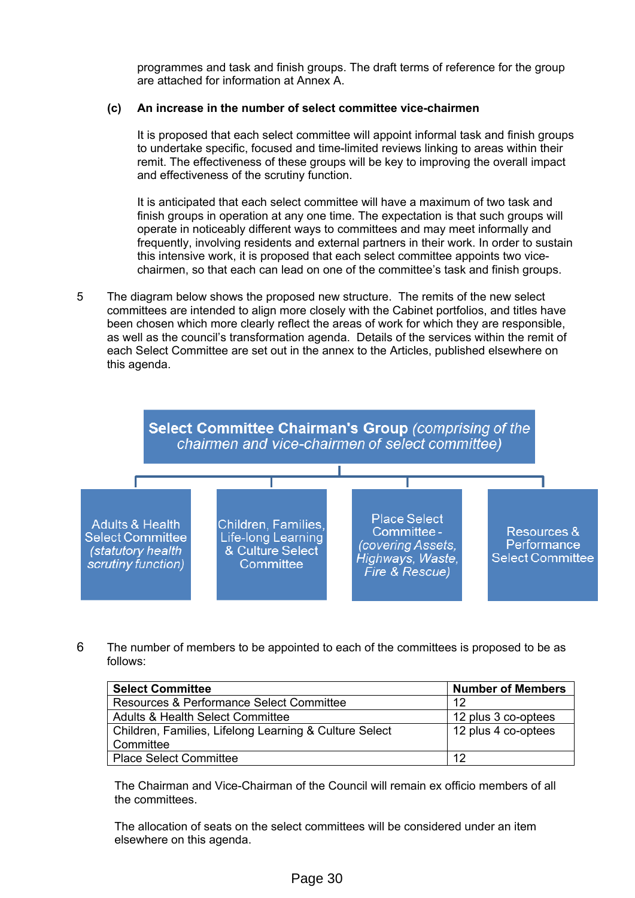programmes and task and finish groups. The draft terms of reference for the group are attached for information at Annex A.

**(c) An increase in the number of select committee vice-chairmen**

It is proposed that each select committee will appoint informal task and finish groups to undertake specific, focused and time-limited reviews linking to areas within their remit. The effectiveness of these groups will be key to improving the overall impact and effectiveness of the scrutiny function.

It is anticipated that each select committee will have a maximum of two task and finish groups in operation at any one time. The expectation is that such groups will operate in noticeably different ways to committees and may meet informally and frequently, involving residents and external partners in their work. In order to sustain this intensive work, it is proposed that each select committee appoints two vice-chairmen, so that each can lead on one of the committee's task and finish groups.

5 The diagram below shows the proposed new structure. The remits of the new select committees are intended to align more closely with the Cabinet portfolios, and titles have been chosen which more clearly reflect the areas of work for which they are responsible, as well as the council's transformation agenda. Details of the services within the remit of each Select Committee are set out in the annex to the Articles, published elsewhere on this agenda.

**Select Committee Chairman's Group** *(comprising of the chairmen and vice-chairmen of select committee)*

- Adults & Health Select Committee *(statutory health scrutiny function)*
- Children, Families, Life-long Learning & Culture Select Committee
- Place Select Committee - *(covering Assets, Highways, Waste, Fire & Rescue)*
- Resources & Performance Select Committee

6 The number of members to be appointed to each of the committees is proposed to be as follows:

| Select Committee | Number of Members |
|---|---|
| Resources & Performance Select Committee | 12 |
| Adults & Health Select Committee | 12 plus 3 co-optees |
| Children, Families, Lifelong Learning & Culture Select Committee | 12 plus 4 co-optees |
| Place Select Committee | 12 |

The Chairman and Vice-Chairman of the Council will remain ex officio members of all the committees.

The allocation of seats on the select committees will be considered under an item elsewhere on this agenda.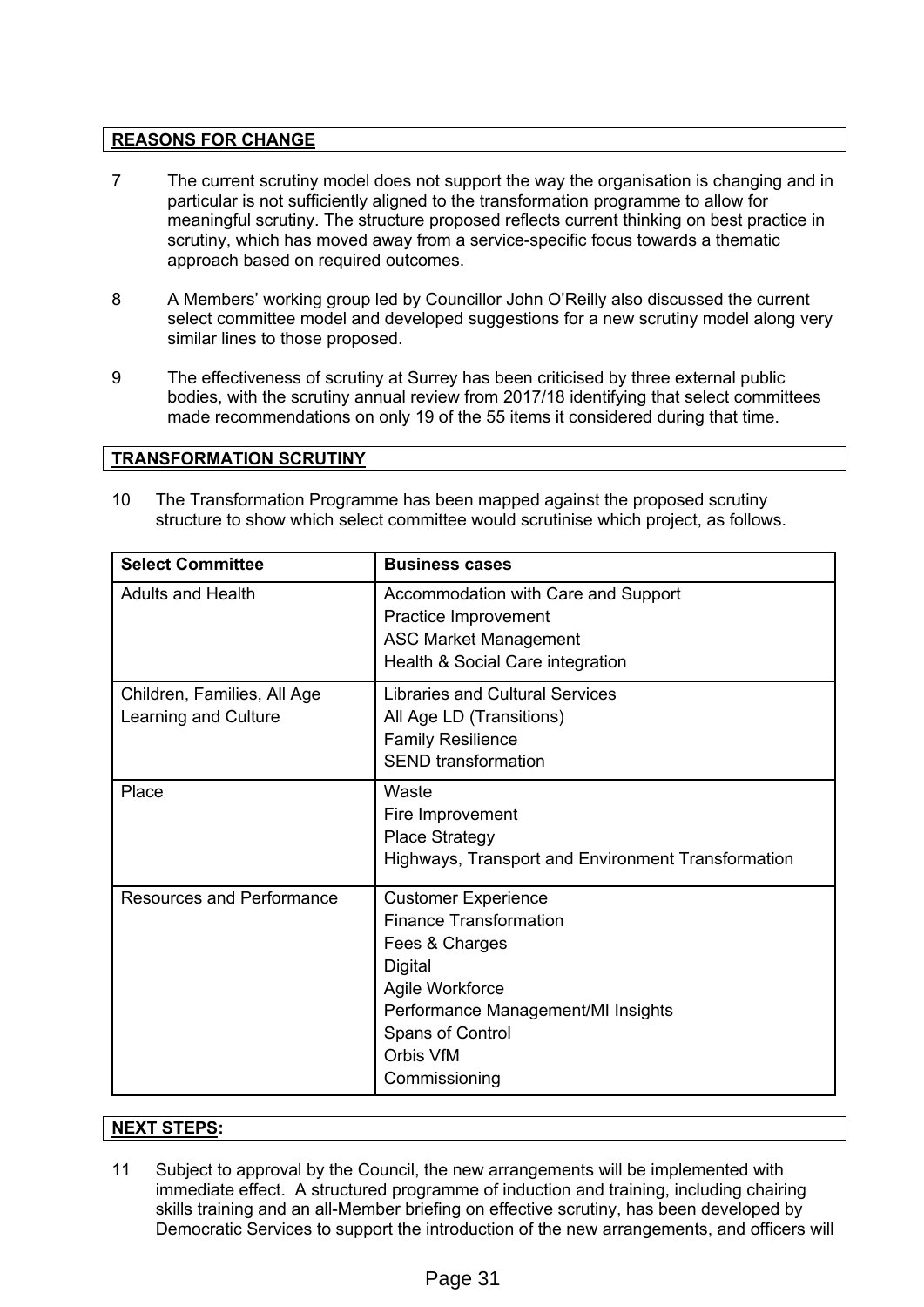## REASONS FOR CHANGE

7 The current scrutiny model does not support the way the organisation is changing and in particular is not sufficiently aligned to the transformation programme to allow for meaningful scrutiny. The structure proposed reflects current thinking on best practice in scrutiny, which has moved away from a service-specific focus towards a thematic approach based on required outcomes.

8 A Members' working group led by Councillor John O'Reilly also discussed the current select committee model and developed suggestions for a new scrutiny model along very similar lines to those proposed.

9 The effectiveness of scrutiny at Surrey has been criticised by three external public bodies, with the scrutiny annual review from 2017/18 identifying that select committees made recommendations on only 19 of the 55 items it considered during that time.

## TRANSFORMATION SCRUTINY

10 The Transformation Programme has been mapped against the proposed scrutiny structure to show which select committee would scrutinise which project, as follows.

| Select Committee | Business cases |
|---|---|
| Adults and Health | Accommodation with Care and Support<br>Practice Improvement<br>ASC Market Management<br>Health & Social Care integration |
| Children, Families, All Age Learning and Culture | Libraries and Cultural Services<br>All Age LD (Transitions)<br>Family Resilience<br>SEND transformation |
| Place | Waste<br>Fire Improvement<br>Place Strategy<br>Highways, Transport and Environment Transformation |
| Resources and Performance | Customer Experience<br>Finance Transformation<br>Fees & Charges<br>Digital<br>Agile Workforce<br>Performance Management/MI Insights<br>Spans of Control<br>Orbis VfM<br>Commissioning |

## NEXT STEPS:

11 Subject to approval by the Council, the new arrangements will be implemented with immediate effect. A structured programme of induction and training, including chairing skills training and an all-Member briefing on effective scrutiny, has been developed by Democratic Services to support the introduction of the new arrangements, and officers will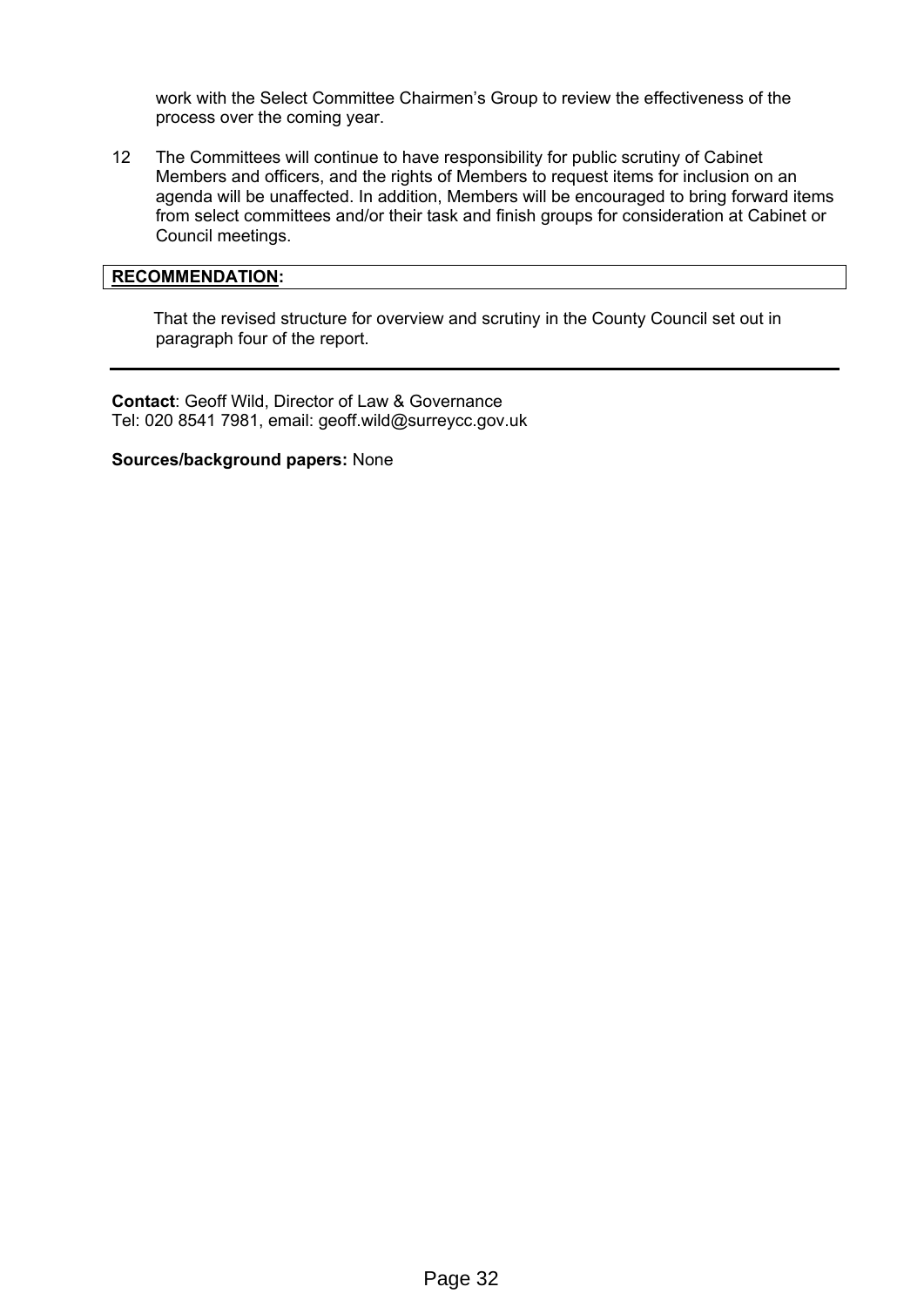work with the Select Committee Chairmen's Group to review the effectiveness of the process over the coming year.

12 The Committees will continue to have responsibility for public scrutiny of Cabinet Members and officers, and the rights of Members to request items for inclusion on an agenda will be unaffected. In addition, Members will be encouraged to bring forward items from select committees and/or their task and finish groups for consideration at Cabinet or Council meetings.

**RECOMMENDATION:**

That the revised structure for overview and scrutiny in the County Council set out in paragraph four of the report.

---

**Contact**: Geoff Wild, Director of Law & Governance
Tel: 020 8541 7981, email: geoff.wild@surreycc.gov.uk

**Sources/background papers:** None